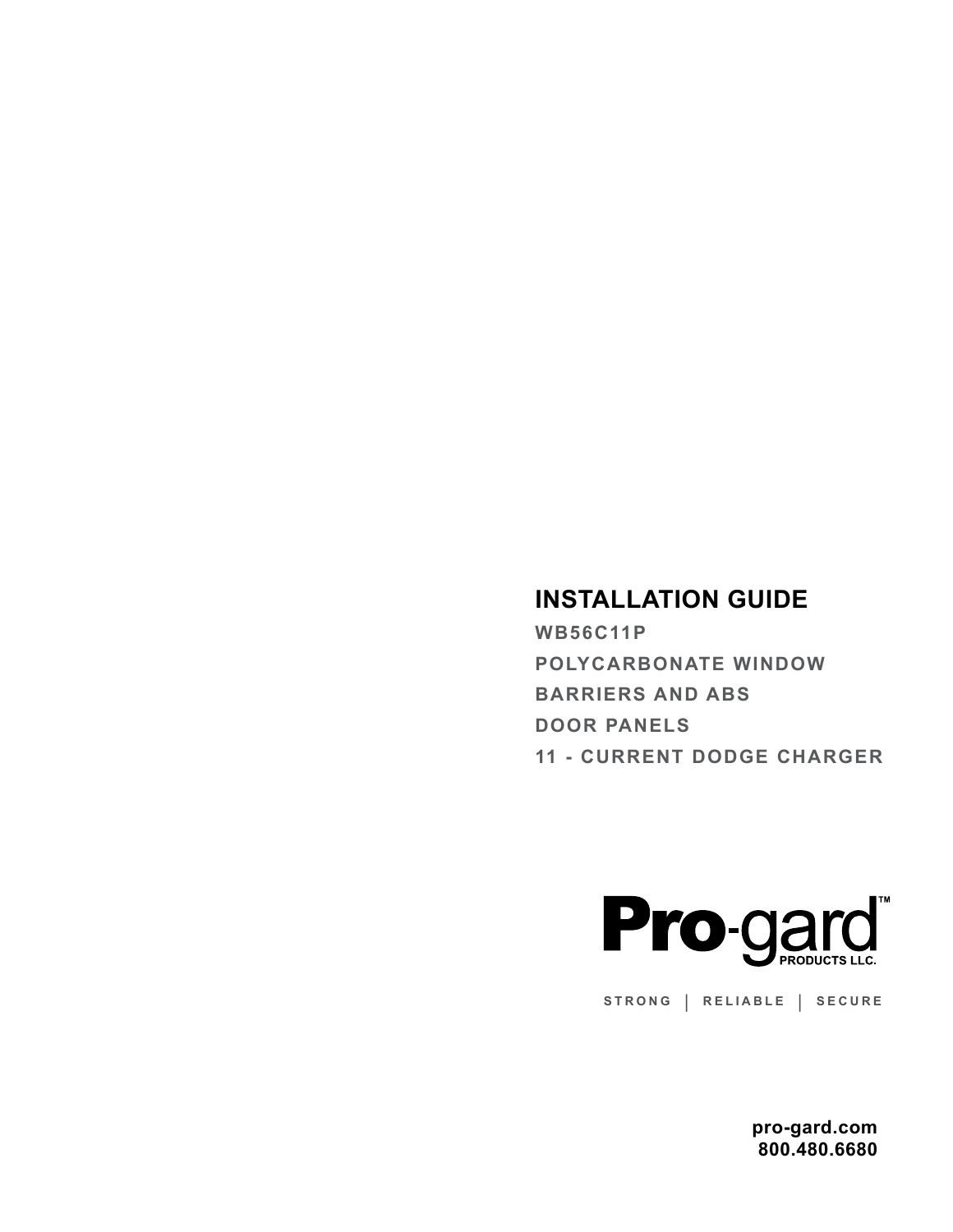# INSTALLATION GUIDE

## WB56C11P

## POLYCARBONATE WINDOW BARRIERS AND ABS DOOR PANELS

## 11 - CURRENT DODGE CHARGER

**Pro-gard™**
PRODUCTS LLC.

STRONG | RELIABLE | SECURE

**pro-gard.com**
**800.480.6680**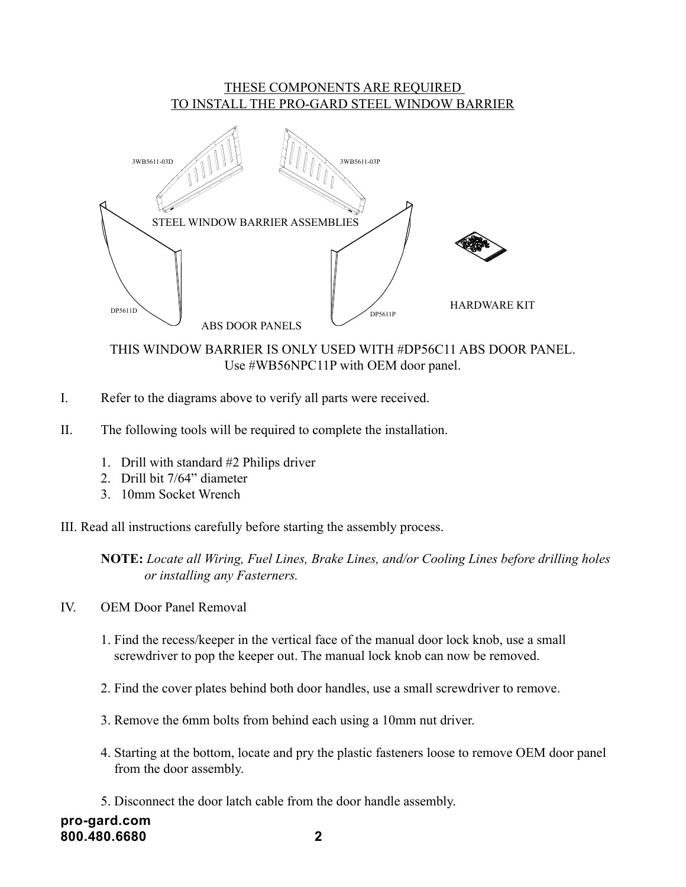## THESE COMPONENTS ARE REQUIRED TO INSTALL THE PRO-GARD STEEL WINDOW BARRIER

3WB5611-03D

3WB5611-03P

STEEL WINDOW BARRIER ASSEMBLIES

DP5611D

DP5611P

ABS DOOR PANELS

HARDWARE KIT

THIS WINDOW BARRIER IS ONLY USED WITH #DP56C11 ABS DOOR PANEL.
Use #WB56NPC11P with OEM door panel.

I. Refer to the diagrams above to verify all parts were received.

II. The following tools will be required to complete the installation.

1. Drill with standard #2 Philips driver
2. Drill bit 7/64" diameter
3. 10mm Socket Wrench

III. Read all instructions carefully before starting the assembly process.

**NOTE:** *Locate all Wiring, Fuel Lines, Brake Lines, and/or Cooling Lines before drilling holes or installing any Fasteners.*

IV. OEM Door Panel Removal

1. Find the recess/keeper in the vertical face of the manual door lock knob, use a small screwdriver to pop the keeper out. The manual lock knob can now be removed.

2. Find the cover plates behind both door handles, use a small screwdriver to remove.

3. Remove the 6mm bolts from behind each using a 10mm nut driver.

4. Starting at the bottom, locate and pry the plastic fasteners loose to remove OEM door panel from the door assembly.

5. Disconnect the door latch cable from the door handle assembly.

pro-gard.com
800.480.6680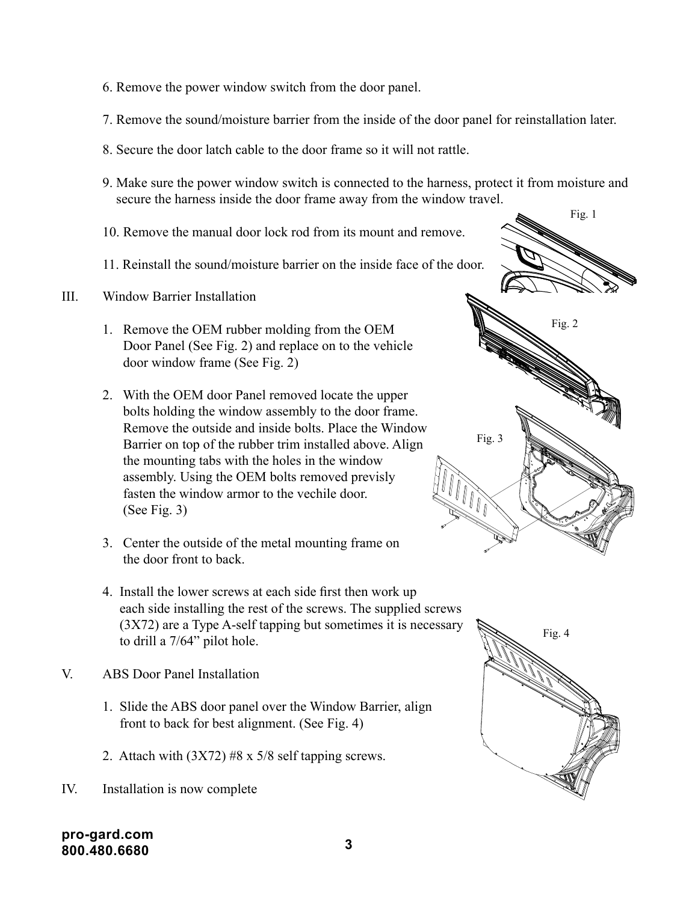6. Remove the power window switch from the door panel.

7. Remove the sound/moisture barrier from the inside of the door panel for reinstallation later.

8. Secure the door latch cable to the door frame so it will not rattle.

9. Make sure the power window switch is connected to the harness, protect it from moisture and secure the harness inside the door frame away from the window travel.

10. Remove the manual door lock rod from its mount and remove.

11. Reinstall the sound/moisture barrier on the inside face of the door.

Fig. 1

III. Window Barrier Installation

1. Remove the OEM rubber molding from the OEM Door Panel (See Fig. 2) and replace on to the vehicle door window frame (See Fig. 2)

Fig. 2

2. With the OEM door Panel removed locate the upper bolts holding the window assembly to the door frame. Remove the outside and inside bolts. Place the Window Barrier on top of the rubber trim installed above. Align the mounting tabs with the holes in the window assembly. Using the OEM bolts removed previsly fasten the window armor to the vechile door. (See Fig. 3)

Fig. 3

3. Center the outside of the metal mounting frame on the door front to back.

4. Install the lower screws at each side first then work up each side installing the rest of the screws. The supplied screws (3X72) are a Type A-self tapping but sometimes it is necessary to drill a 7/64” pilot hole.

Fig. 4

V. ABS Door Panel Installation

1. Slide the ABS door panel over the Window Barrier, align front to back for best alignment. (See Fig. 4)

2. Attach with (3X72) #8 x 5/8 self tapping screws.

IV. Installation is now complete

**pro-gard.com**
**800.480.6680**